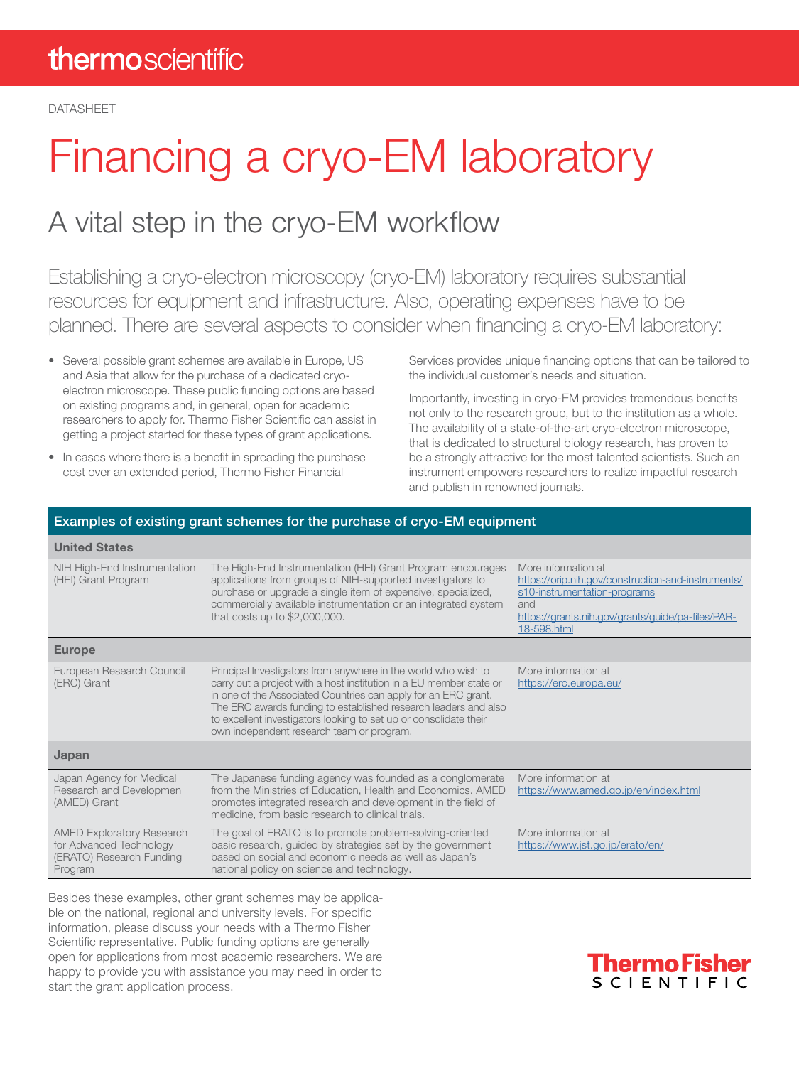thermoscientific

DATASHEET

# Financing a cryo-EM laboratory

## A vital step in the cryo-EM workflow

Establishing a cryo-electron microscopy (cryo-EM) laboratory requires substantial resources for equipment and infrastructure. Also, operating expenses have to be planned. There are several aspects to consider when financing a cryo-EM laboratory:

- Several possible grant schemes are available in Europe, US and Asia that allow for the purchase of a dedicated cryo-electron microscope. These public funding options are based on existing programs and, in general, open for academic researchers to apply for. Thermo Fisher Scientific can assist in getting a project started for these types of grant applications.
- In cases where there is a benefit in spreading the purchase cost over an extended period, Thermo Fisher Financial Services provides unique financing options that can be tailored to the individual customer's needs and situation.

Importantly, investing in cryo-EM provides tremendous benefits not only to the research group, but to the institution as a whole. The availability of a state-of-the-art cryo-electron microscope, that is dedicated to structural biology research, has proven to be a strongly attractive for the most talented scientists. Such an instrument empowers researchers to realize impactful research and publish in renowned journals.

**Examples of existing grant schemes for the purchase of cryo-EM equipment**

| | | |
|---|---|---|
| **United States** | | |
| NIH High-End Instrumentation (HEI) Grant Program | The High-End Instrumentation (HEI) Grant Program encourages applications from groups of NIH-supported investigators to purchase or upgrade a single item of expensive, specialized, commercially available instrumentation or an integrated system that costs up to $2,000,000. | More information at https://orip.nih.gov/construction-and-instruments/s10-instrumentation-programs and https://grants.nih.gov/grants/guide/pa-files/PAR-18-598.html |
| **Europe** | | |
| European Research Council (ERC) Grant | Principal Investigators from anywhere in the world who wish to carry out a project with a host institution in a EU member state or in one of the Associated Countries can apply for an ERC grant. The ERC awards funding to established research leaders and also to excellent investigators looking to set up or consolidate their own independent research team or program. | More information at https://erc.europa.eu/ |
| **Japan** | | |
| Japan Agency for Medical Research and Developmen (AMED) Grant | The Japanese funding agency was founded as a conglomerate from the Ministries of Education, Health and Economics. AMED promotes integrated research and development in the field of medicine, from basic research to clinical trials. | More information at https://www.amed.go.jp/en/index.html |
| AMED Exploratory Research for Advanced Technology (ERATO) Research Funding Program | The goal of ERATO is to promote problem-solving-oriented basic research, guided by strategies set by the government based on social and economic needs as well as Japan's national policy on science and technology. | More information at https://www.jst.go.jp/erato/en/ |

Besides these examples, other grant schemes may be applicable on the national, regional and university levels. For specific information, please discuss your needs with a Thermo Fisher Scientific representative. Public funding options are generally open for applications from most academic researchers. We are happy to provide you with assistance you may need in order to start the grant application process.

ThermoFisher SCIENTIFIC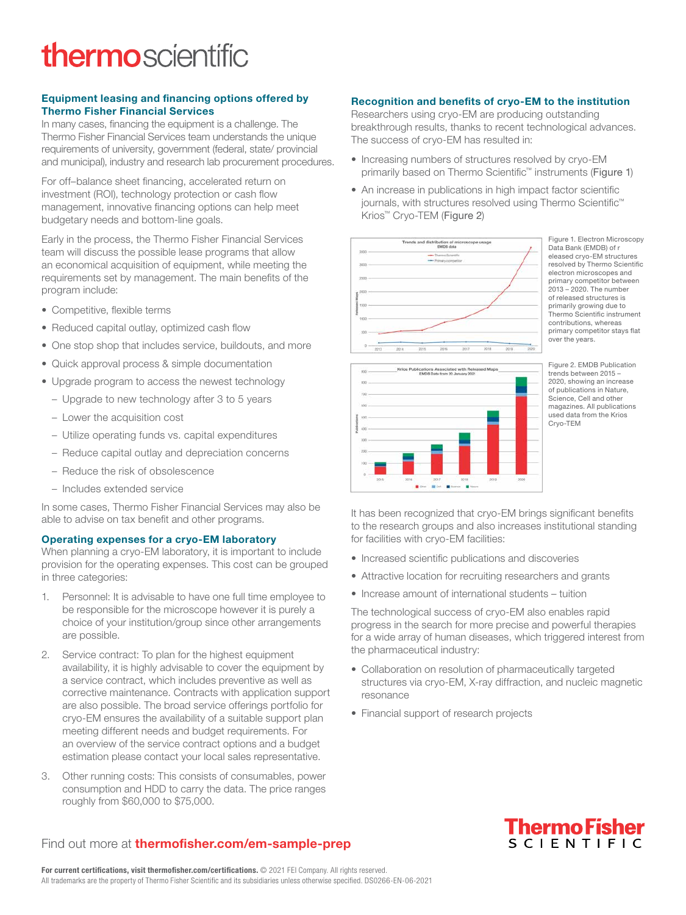## Equipment leasing and financing options offered by Thermo Fisher Financial Services

In many cases, financing the equipment is a challenge. The Thermo Fisher Financial Services team understands the unique requirements of university, government (federal, state/ provincial and municipal), industry and research lab procurement procedures.

For off–balance sheet financing, accelerated return on investment (ROI), technology protection or cash flow management, innovative financing options can help meet budgetary needs and bottom-line goals.

Early in the process, the Thermo Fisher Financial Services team will discuss the possible lease programs that allow an economical acquisition of equipment, while meeting the requirements set by management. The main benefits of the program include:

- Competitive, flexible terms
- Reduced capital outlay, optimized cash flow
- One stop shop that includes service, buildouts, and more
- Quick approval process & simple documentation
- Upgrade program to access the newest technology
  - Upgrade to new technology after 3 to 5 years
  - Lower the acquisition cost
  - Utilize operating funds vs. capital expenditures
  - Reduce capital outlay and depreciation concerns
  - Reduce the risk of obsolescence
  - Includes extended service

In some cases, Thermo Fisher Financial Services may also be able to advise on tax benefit and other programs.

## Operating expenses for a cryo-EM laboratory

When planning a cryo-EM laboratory, it is important to include provision for the operating expenses. This cost can be grouped in three categories:

1. Personnel: It is advisable to have one full time employee to be responsible for the microscope however it is purely a choice of your institution/group since other arrangements are possible.
2. Service contract: To plan for the highest equipment availability, it is highly advisable to cover the equipment by a service contract, which includes preventive as well as corrective maintenance. Contracts with application support are also possible. The broad service offerings portfolio for cryo-EM ensures the availability of a suitable support plan meeting different needs and budget requirements. For an overview of the service contract options and a budget estimation please contact your local sales representative.
3. Other running costs: This consists of consumables, power consumption and HDD to carry the data. The price ranges roughly from $60,000 to $75,000.

## Recognition and benefits of cryo-EM to the institution

Researchers using cryo-EM are producing outstanding breakthrough results, thanks to recent technological advances. The success of cryo-EM has resulted in:

- Increasing numbers of structures resolved by cryo-EM primarily based on Thermo Scientific™ instruments (Figure 1)
- An increase in publications in high impact factor scientific journals, with structures resolved using Thermo Scientific™ Krios™ Cryo-TEM (Figure 2)

Trends and distribution of microscope usage
EMDB data
Thermo Scientific
Primary competitor
Released Maps
3500
3000
2500
2000
1500
1000
500
0
2013 2014 2015 2016 2017 2018 2019 2020

Figure 1. Electron Microscopy Data Bank (EMDB) of released cryo-EM structures resolved by Thermo Scientific electron microscopes and primary competitor between 2013 – 2020. The number of released structures is primarily growing due to Thermo Scientific instrument contributions, whereas primary competitor stays flat over the years.

Krios Publications Associated with Released Maps
EMDB Data from 20 January 2021
Publications
900
800
700
600
500
400
300
200
100
0
2015 2016 2017 2018 2019 2020
Other Cell Science Nature

Figure 2. EMDB Publication trends between 2015 – 2020, showing an increase of publications in Nature, Science, Cell and other magazines. All publications used data from the Krios Cryo-TEM

It has been recognized that cryo-EM brings significant benefits to the research groups and also increases institutional standing for facilities with cryo-EM facilities:

- Increased scientific publications and discoveries
- Attractive location for recruiting researchers and grants
- Increase amount of international students – tuition

The technological success of cryo-EM also enables rapid progress in the search for more precise and powerful therapies for a wide array of human diseases, which triggered interest from the pharmaceutical industry:

- Collaboration on resolution of pharmaceutically targeted structures via cryo-EM, X-ray diffraction, and nucleic magnetic resonance
- Financial support of research projects

Find out more at **thermofisher.com/em-sample-prep**

**For current certifications, visit thermofisher.com/certifications.** © 2021 FEI Company. All rights reserved.
All trademarks are the property of Thermo Fisher Scientific and its subsidiaries unless otherwise specified. DS0266-EN-06-2021